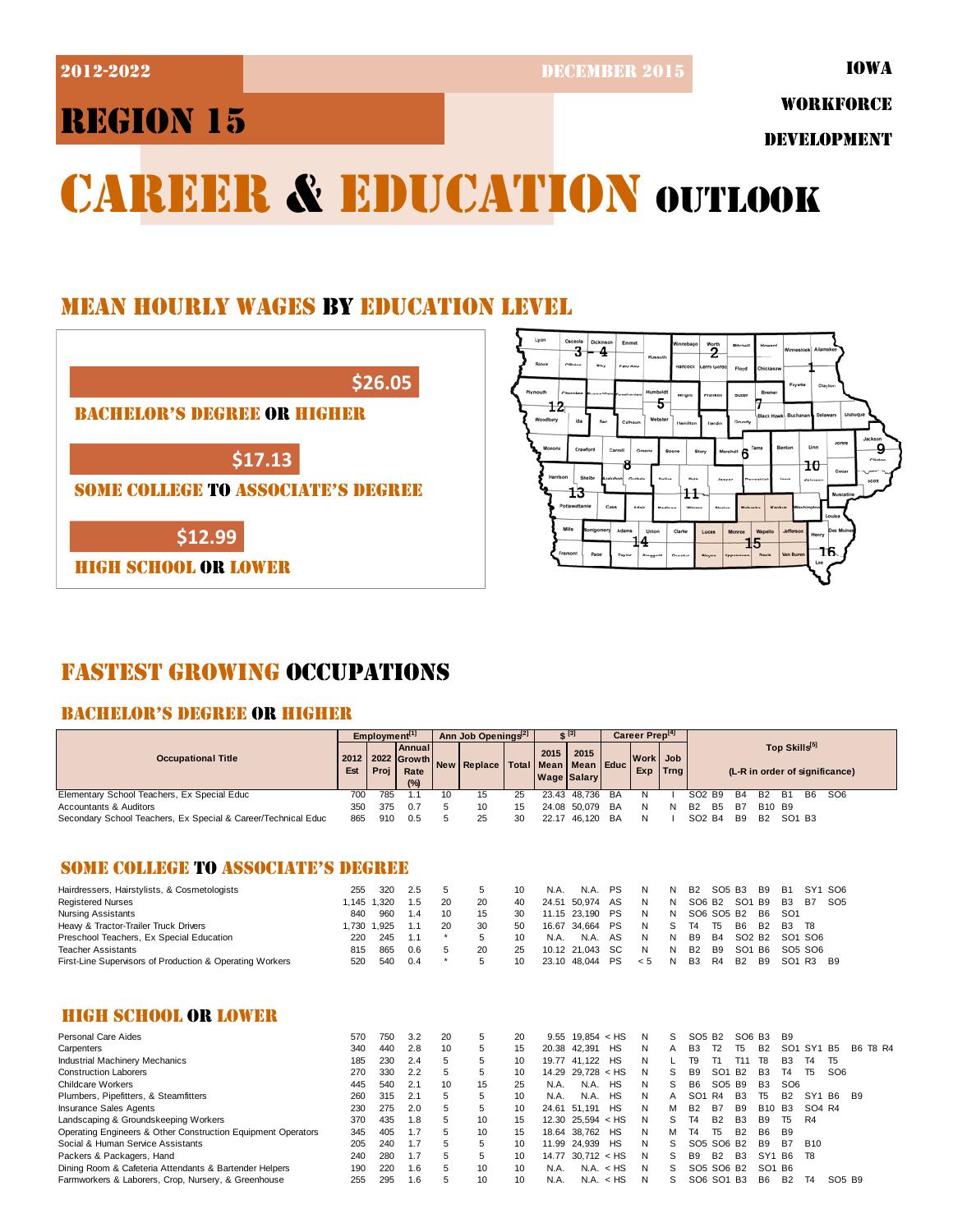2012-2022 DECEMBER 2015

IOWA WORKFORCE DEVELOPMENT

# REGION 15

# CAREER & EDUCATION OUTLOOK

## MEAN HOURLY WAGES BY EDUCATION LEVEL

$26.05
BACHELOR'S DEGREE OR HIGHER

$17.13
SOME COLLEGE TO ASSOCIATE'S DEGREE

$12.99
HIGH SCHOOL OR LOWER

## FASTEST GROWING OCCUPATIONS

### BACHELOR'S DEGREE OR HIGHER

| Occupational Title | Employment[1] | | | Ann Job Openings[2] | | | $ [3] | | Career Prep[4] | | | Top Skills[5] |
|---|---|---|---|---|---|---|---|---|---|---|---|---|
| | 2012 Est | 2022 Proj | Annual Growth Rate (%) | New | Replace | Total | 2015 Mean Wage | 2015 Mean Salary | Educ | Work Exp | Job Trng | (L-R in order of significance) |
| Elementary School Teachers, Ex Special Educ | 700 | 785 | 1.1 | 10 | 15 | 25 | 23.43 | 48,736 | BA | N | I | SO2 B9 B4 B2 B1 B6 SO6 |
| Accountants & Auditors | 350 | 375 | 0.7 | 5 | 10 | 15 | 24.08 | 50,079 | BA | N | N | B2 B5 B7 B10 B9 |
| Secondary School Teachers, Ex Special & Career/Technical Educ | 865 | 910 | 0.5 | 5 | 25 | 30 | 22.17 | 46,120 | BA | N | I | SO2 B4 B9 B2 SO1 B3 |

### SOME COLLEGE TO ASSOCIATE'S DEGREE

| Occupational Title | 2012 Est | 2022 Proj | Annual Growth Rate (%) | New | Replace | Total | 2015 Mean Wage | 2015 Mean Salary | Educ | Work Exp | Job Trng | Top Skills |
|---|---|---|---|---|---|---|---|---|---|---|---|---|
| Hairdressers, Hairstylists, & Cosmetologists | 255 | 320 | 2.5 | 5 | 5 | 10 | N.A. | N.A. | PS | N | N | B2 SO5 B3 B9 B1 SY1 SO6 |
| Registered Nurses | 1,145 | 1,320 | 1.5 | 20 | 20 | 40 | 24.51 | 50,974 | AS | N | N | SO6 B2 SO1 B9 B3 B7 SO5 |
| Nursing Assistants | 840 | 960 | 1.4 | 10 | 15 | 30 | 11.15 | 23,190 | PS | N | N | SO6 SO5 B2 B6 SO1 |
| Heavy & Tractor-Trailer Truck Drivers | 1,730 | 1,925 | 1.1 | 20 | 30 | 50 | 16.67 | 34,664 | PS | N | S | T4 T5 B6 B2 B3 T8 |
| Preschool Teachers, Ex Special Education | 220 | 245 | 1.1 | * | 5 | 10 | N.A. | N.A. | AS | N | N | B9 B4 SO2 B2 SO1 SO6 |
| Teacher Assistants | 815 | 865 | 0.6 | 5 | 20 | 25 | 10.12 | 21,043 | SC | N | N | B2 B9 SO1 B6 SO5 SO6 |
| First-Line Supervisors of Production & Operating Workers | 520 | 540 | 0.4 | * | 5 | 10 | 23.10 | 48,044 | PS | < 5 | N | B3 R4 B2 B9 SO1 R3 B9 |

### HIGH SCHOOL OR LOWER

| Occupational Title | 2012 Est | 2022 Proj | Annual Growth Rate (%) | New | Replace | Total | 2015 Mean Wage | 2015 Mean Salary | Educ | Work Exp | Job Trng | Top Skills |
|---|---|---|---|---|---|---|---|---|---|---|---|---|
| Personal Care Aides | 570 | 750 | 3.2 | 20 | 5 | 20 | 9.55 | 19,854 | < HS | N | S | SO5 B2 SO6 B3 B9 |
| Carpenters | 340 | 440 | 2.8 | 10 | 5 | 15 | 20.38 | 42,391 | HS | N | A | B3 T2 T5 B2 SO1 SY1 B5 B6 T8 R4 |
| Industrial Machinery Mechanics | 185 | 230 | 2.4 | 5 | 5 | 10 | 19.77 | 41,122 | HS | N | L | T9 T1 T11 T8 B3 T4 T5 |
| Construction Laborers | 270 | 330 | 2.2 | 5 | 5 | 10 | 14.29 | 29,728 | < HS | N | S | B9 SO1 B2 B3 T4 T5 SO6 |
| Childcare Workers | 445 | 540 | 2.1 | 10 | 15 | 25 | N.A. | N.A. | HS | N | S | B6 SO5 B9 B3 SO6 |
| Plumbers, Pipefitters, & Steamfitters | 260 | 315 | 2.1 | 5 | 5 | 10 | N.A. | N.A. | HS | N | A | SO1 R4 B3 T5 B2 SY1 B6 B9 |
| Insurance Sales Agents | 230 | 275 | 2.0 | 5 | 5 | 10 | 24.61 | 51,191 | HS | N | M | B2 B7 B9 B10 B3 SO4 R4 |
| Landscaping & Groundskeeping Workers | 370 | 435 | 1.8 | 5 | 10 | 15 | 12.30 | 25,594 | < HS | N | S | T4 B2 B3 B9 T5 R4 |
| Operating Engineers & Other Construction Equipment Operators | 345 | 405 | 1.7 | 5 | 10 | 15 | 18.64 | 38,762 | HS | N | M | T4 T5 B2 B6 B9 |
| Social & Human Service Assistants | 205 | 240 | 1.7 | 5 | 5 | 10 | 11.99 | 24,939 | HS | N | S | SO5 SO6 B2 B9 B7 B10 |
| Packers & Packagers, Hand | 240 | 280 | 1.7 | 5 | 5 | 10 | 14.77 | 30,712 | < HS | N | S | B9 B2 B3 SY1 B6 T8 |
| Dining Room & Cafeteria Attendants & Bartender Helpers | 190 | 220 | 1.6 | 5 | 10 | 10 | N.A. | N.A. | < HS | N | S | SO5 SO6 B2 SO1 B6 |
| Farmworkers & Laborers, Crop, Nursery, & Greenhouse | 255 | 295 | 1.6 | 5 | 10 | 10 | N.A. | N.A. | < HS | N | S | SO6 SO1 B3 B6 B2 T4 SO5 B9 |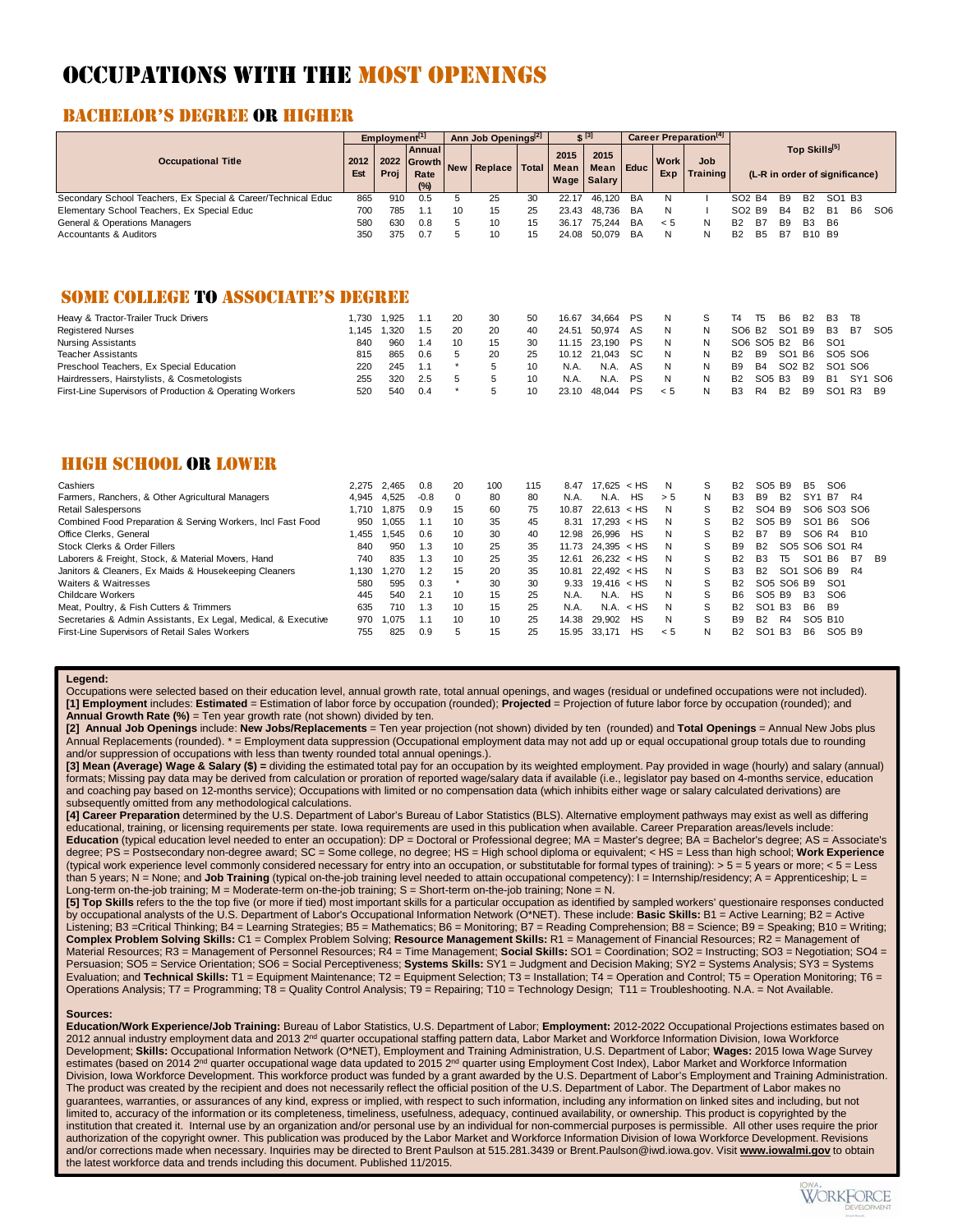# OCCUPATIONS WITH THE MOST OPENINGS

## BACHELOR'S DEGREE OR HIGHER

| Occupational Title | Employment[1] | | | Ann Job Openings[2] | | | $ [3] | | Career Preparation[4] | | | Top Skills[5] |
|---|---|---|---|---|---|---|---|---|---|---|---|---|
| | 2012 Est | 2022 Proj | Annual Growth Rate (%) | New | Replace | Total | 2015 Mean Wage | 2015 Mean Salary | Educ | Work Exp | Job Training | (L-R in order of significance) |
| Secondary School Teachers, Ex Special & Career/Technical Educ | 865 | 910 | 0.5 | 5 | 25 | 30 | 22.17 | 46,120 | BA | N | I | SO2 B4 B9 B2 SO1 B3 |
| Elementary School Teachers, Ex Special Educ | 700 | 785 | 1.1 | 10 | 15 | 25 | 23.43 | 48,736 | BA | N | I | SO2 B9 B4 B2 B1 B6 SO6 |
| General & Operations Managers | 580 | 630 | 0.8 | 5 | 10 | 15 | 36.17 | 75,244 | BA | < 5 | N | B2 B7 B9 B3 B6 |
| Accountants & Auditors | 350 | 375 | 0.7 | 5 | 10 | 15 | 24.08 | 50,079 | BA | N | N | B2 B5 B7 B10 B9 |

## SOME COLLEGE TO ASSOCIATE'S DEGREE

| Occupational Title | 2012 Est | 2022 Proj | Annual Growth Rate (%) | New | Replace | Total | 2015 Mean Wage | 2015 Mean Salary | Educ | Work Exp | Job Training | Top Skills |
|---|---|---|---|---|---|---|---|---|---|---|---|---|
| Heavy & Tractor-Trailer Truck Drivers | 1,730 | 1,925 | 1.1 | 20 | 30 | 50 | 16.67 | 34,664 | PS | N | S | T4 T5 B6 B2 B3 T8 |
| Registered Nurses | 1,145 | 1,320 | 1.5 | 20 | 20 | 40 | 24.51 | 50,974 | AS | N | N | SO6 B2 SO1 B9 B3 B7 SO5 |
| Nursing Assistants | 840 | 960 | 1.4 | 10 | 15 | 30 | 11.15 | 23,190 | PS | N | N | SO6 SO5 B2 B6 SO1 |
| Teacher Assistants | 815 | 865 | 0.6 | 5 | 20 | 25 | 10.12 | 21,043 | SC | N | N | B2 B9 SO1 B6 SO5 SO6 |
| Preschool Teachers, Ex Special Education | 220 | 245 | 1.1 | * | 5 | 10 | N.A. | N.A. | AS | N | N | B9 B4 SO2 B2 SO1 SO6 |
| Hairdressers, Hairstylists, & Cosmetologists | 255 | 320 | 2.5 | 5 | 5 | 10 | N.A. | N.A. | PS | N | N | B2 SO5 B3 B9 B1 SY1 SO6 |
| First-Line Supervisors of Production & Operating Workers | 520 | 540 | 0.4 | * | 5 | 10 | 23.10 | 48,044 | PS | < 5 | N | B3 R4 B2 B9 SO1 R3 B9 |

## HIGH SCHOOL OR LOWER

| Occupational Title | 2012 Est | 2022 Proj | Annual Growth Rate (%) | New | Replace | Total | 2015 Mean Wage | 2015 Mean Salary | Educ | Work Exp | Job Training | Top Skills |
|---|---|---|---|---|---|---|---|---|---|---|---|---|
| Cashiers | 2,275 | 2,465 | 0.8 | 20 | 100 | 115 | 8.47 | 17,625 | < HS | N | S | B2 SO5 B9 B5 SO6 |
| Farmers, Ranchers, & Other Agricultural Managers | 4,945 | 4,525 | -0.8 | 0 | 80 | 80 | N.A. | N.A. | HS | > 5 | N | B3 B9 B2 SY1 B7 R4 |
| Retail Salespersons | 1,710 | 1,875 | 0.9 | 15 | 60 | 75 | 10.87 | 22,613 | < HS | N | S | B2 SO4 B9 SO6 SO3 SO6 |
| Combined Food Preparation & Serving Workers, Incl Fast Food | 950 | 1,055 | 1.1 | 10 | 35 | 45 | 8.31 | 17,293 | < HS | N | S | B2 SO5 B9 SO1 B6 SO6 |
| Office Clerks, General | 1,455 | 1,545 | 0.6 | 10 | 30 | 40 | 12.98 | 26,996 | HS | N | S | B2 B7 B9 SO6 R4 B10 |
| Stock Clerks & Order Fillers | 840 | 950 | 1.3 | 10 | 25 | 35 | 11.73 | 24,395 | < HS | N | S | B9 B2 SO5 SO6 SO1 R4 |
| Laborers & Freight, Stock, & Material Movers, Hand | 740 | 835 | 1.3 | 10 | 25 | 35 | 12.61 | 26,232 | < HS | N | S | B2 B3 T5 SO1 B6 B7 B9 |
| Janitors & Cleaners, Ex Maids & Housekeeping Cleaners | 1,130 | 1,270 | 1.2 | 15 | 20 | 35 | 10.81 | 22,492 | < HS | N | S | B3 B2 SO1 SO6 B9 R4 |
| Waiters & Waitresses | 580 | 595 | 0.3 | * | 30 | 30 | 9.33 | 19,416 | < HS | N | S | B2 SO5 SO6 B9 SO1 |
| Childcare Workers | 445 | 540 | 2.1 | 10 | 15 | 25 | N.A. | N.A. | HS | N | S | B6 SO5 B9 B3 SO6 |
| Meat, Poultry, & Fish Cutters & Trimmers | 635 | 710 | 1.3 | 10 | 15 | 25 | N.A. | N.A. | < HS | N | S | B2 SO1 B3 B6 B9 |
| Secretaries & Admin Assistants, Ex Legal, Medical, & Executive | 970 | 1,075 | 1.1 | 10 | 10 | 25 | 14.38 | 29,902 | HS | N | S | B9 B2 R4 SO5 B10 |
| First-Line Supervisors of Retail Sales Workers | 755 | 825 | 0.9 | 5 | 15 | 25 | 15.95 | 33,171 | HS | < 5 | N | B2 SO1 B3 B6 SO5 B9 |

**Legend:**

Occupations were selected based on their education level, annual growth rate, total annual openings, and wages (residual or undefined occupations were not included).

**[1] Employment** includes: **Estimated** = Estimation of labor force by occupation (rounded); **Projected** = Projection of future labor force by occupation (rounded); and **Annual Growth Rate (%)** = Ten year growth rate (not shown) divided by ten.

**[2] Annual Job Openings** include: **New Jobs/Replacements** = Ten year projection (not shown) divided by ten (rounded) and **Total Openings** = Annual New Jobs plus Annual Replacements (rounded). * = Employment data suppression (Occupational employment data may not add up or equal occupational group totals due to rounding and/or suppression of occupations with less than twenty rounded total annual openings.).

**[3] Mean (Average) Wage & Salary ($) =** dividing the estimated total pay for an occupation by its weighted employment. Pay provided in wage (hourly) and salary (annual) formats; Missing pay data may be derived from calculation or proration of reported wage/salary data if available (i.e., legislator pay based on 4-months service, education and coaching pay based on 12-months service); Occupations with limited or no compensation data (which inhibits either wage or salary calculated derivations) are subsequently omitted from any methodological calculations.

**[4] Career Preparation** determined by the U.S. Department of Labor's Bureau of Labor Statistics (BLS). Alternative employment pathways may exist as well as differing educational, training, or licensing requirements per state. Iowa requirements are used in this publication when available. Career Preparation areas/levels include: **Education** (typical education level needed to enter an occupation): DP = Doctoral or Professional degree; MA = Master's degree; BA = Bachelor's degree; AS = Associate's degree; PS = Postsecondary non-degree award; SC = Some college, no degree; HS = High school diploma or equivalent; < HS = Less than high school; **Work Experience** (typical work experience level commonly considered necessary for entry into an occupation, or substitutable for formal types of training): > 5 = 5 years or more; < 5 = Less than 5 years; N = None; and **Job Training** (typical on-the-job training level needed to attain occupational competency): I = Internship/residency; A = Apprenticeship; L = Long-term on-the-job training; M = Moderate-term on-the-job training; S = Short-term on-the-job training; None = N.

**[5] Top Skills** refers to the top five (or more if tied) most important skills for a particular occupation as identified by sampled workers' questionaire responses conducted by occupational analysts of the U.S. Department of Labor's Occupational Information Network (O*NET). These include: **Basic Skills:** B1 = Active Learning; B2 = Active Listening; B3 =Critical Thinking; B4 = Learning Strategies; B5 = Mathematics; B6 = Monitoring; B7 = Reading Comprehension; B8 = Science; B9 = Speaking; B10 = Writing; **Complex Problem Solving Skills:** C1 = Complex Problem Solving; **Resource Management Skills:** R1 = Management of Financial Resources; R2 = Management of Material Resources; R3 = Management of Personnel Resources; R4 = Time Management; **Social Skills:** SO1 = Coordination; SO2 = Instructing; SO3 = Negotiation; SO4 = Persuasion; SO5 = Service Orientation; SO6 = Social Perceptiveness; **Systems Skills:** SY1 = Judgment and Decision Making; SY2 = Systems Analysis; SY3 = Systems Evaluation; and **Technical Skills:** T1 = Equipment Maintenance; T2 = Equipment Selection; T3 = Installation; T4 = Operation and Control; T5 = Operation Monitoring; T6 = Operations Analysis; T7 = Programming; T8 = Quality Control Analysis; T9 = Repairing; T10 = Technology Design; T11 = Troubleshooting. N.A. = Not Available.

**Sources:**

**Education/Work Experience/Job Training:** Bureau of Labor Statistics, U.S. Department of Labor; **Employment:** 2012-2022 Occupational Projections estimates based on 2012 annual industry employment data and 2013 2nd quarter occupational staffing pattern data, Labor Market and Workforce Information Division, Iowa Workforce Development; **Skills:** Occupational Information Network (O*NET), Employment and Training Administration, U.S. Department of Labor; **Wages:** 2015 Iowa Wage Survey estimates (based on 2014 2nd quarter occupational wage data updated to 2015 2nd quarter using Employment Cost Index), Labor Market and Workforce Information Division, Iowa Workforce Development. This workforce product was funded by a grant awarded by the U.S. Department of Labor's Employment and Training Administration. The product was created by the recipient and does not necessarily reflect the official position of the U.S. Department of Labor. The Department of Labor makes no guarantees, warranties, or assurances of any kind, express or implied, with respect to such information, including any information on linked sites and including, but not limited to, accuracy of the information or its completeness, timeliness, usefulness, adequacy, continued availability, or ownership. This product is copyrighted by the institution that created it. Internal use by an organization and/or personal use by an individual for non-commercial purposes is permissible. All other uses require the prior authorization of the copyright owner. This publication was produced by the Labor Market and Workforce Information Division of Iowa Workforce Development. Revisions and/or corrections made when necessary. Inquiries may be directed to Brent Paulson at 515.281.3439 or Brent.Paulson@iwd.iowa.gov. Visit **www.iowalmi.gov** to obtain the latest workforce data and trends including this document. Published 11/2015.

IOWA WORKFORCE DEVELOPMENT